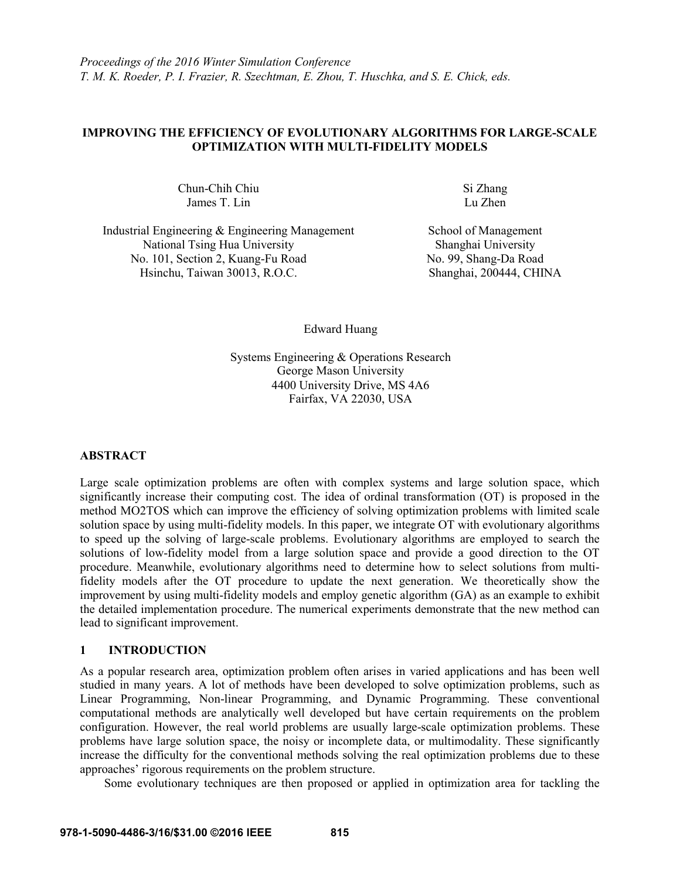*Proceedings of the 2016 Winter Simulation Conference*
*T. M. K. Roeder, P. I. Frazier, R. Szechtman, E. Zhou, T. Huschka, and S. E. Chick, eds.*

# IMPROVING THE EFFICIENCY OF EVOLUTIONARY ALGORITHMS FOR LARGE-SCALE OPTIMIZATION WITH MULTI-FIDELITY MODELS

Chun-Chih Chiu
James T. Lin

Industrial Engineering & Engineering Management
National Tsing Hua University
No. 101, Section 2, Kuang-Fu Road
Hsinchu, Taiwan 30013, R.O.C.

Si Zhang
Lu Zhen

School of Management
Shanghai University
No. 99, Shang-Da Road
Shanghai, 200444, CHINA

Edward Huang

Systems Engineering & Operations Research
George Mason University
4400 University Drive, MS 4A6
Fairfax, VA 22030, USA

## ABSTRACT

Large scale optimization problems are often with complex systems and large solution space, which significantly increase their computing cost. The idea of ordinal transformation (OT) is proposed in the method MO2TOS which can improve the efficiency of solving optimization problems with limited scale solution space by using multi-fidelity models. In this paper, we integrate OT with evolutionary algorithms to speed up the solving of large-scale problems. Evolutionary algorithms are employed to search the solutions of low-fidelity model from a large solution space and provide a good direction to the OT procedure. Meanwhile, evolutionary algorithms need to determine how to select solutions from multi-fidelity models after the OT procedure to update the next generation. We theoretically show the improvement by using multi-fidelity models and employ genetic algorithm (GA) as an example to exhibit the detailed implementation procedure. The numerical experiments demonstrate that the new method can lead to significant improvement.

## 1 INTRODUCTION

As a popular research area, optimization problem often arises in varied applications and has been well studied in many years. A lot of methods have been developed to solve optimization problems, such as Linear Programming, Non-linear Programming, and Dynamic Programming. These conventional computational methods are analytically well developed but have certain requirements on the problem configuration. However, the real world problems are usually large-scale optimization problems. These problems have large solution space, the noisy or incomplete data, or multimodality. These significantly increase the difficulty for the conventional methods solving the real optimization problems due to these approaches' rigorous requirements on the problem structure.

Some evolutionary techniques are then proposed or applied in optimization area for tackling the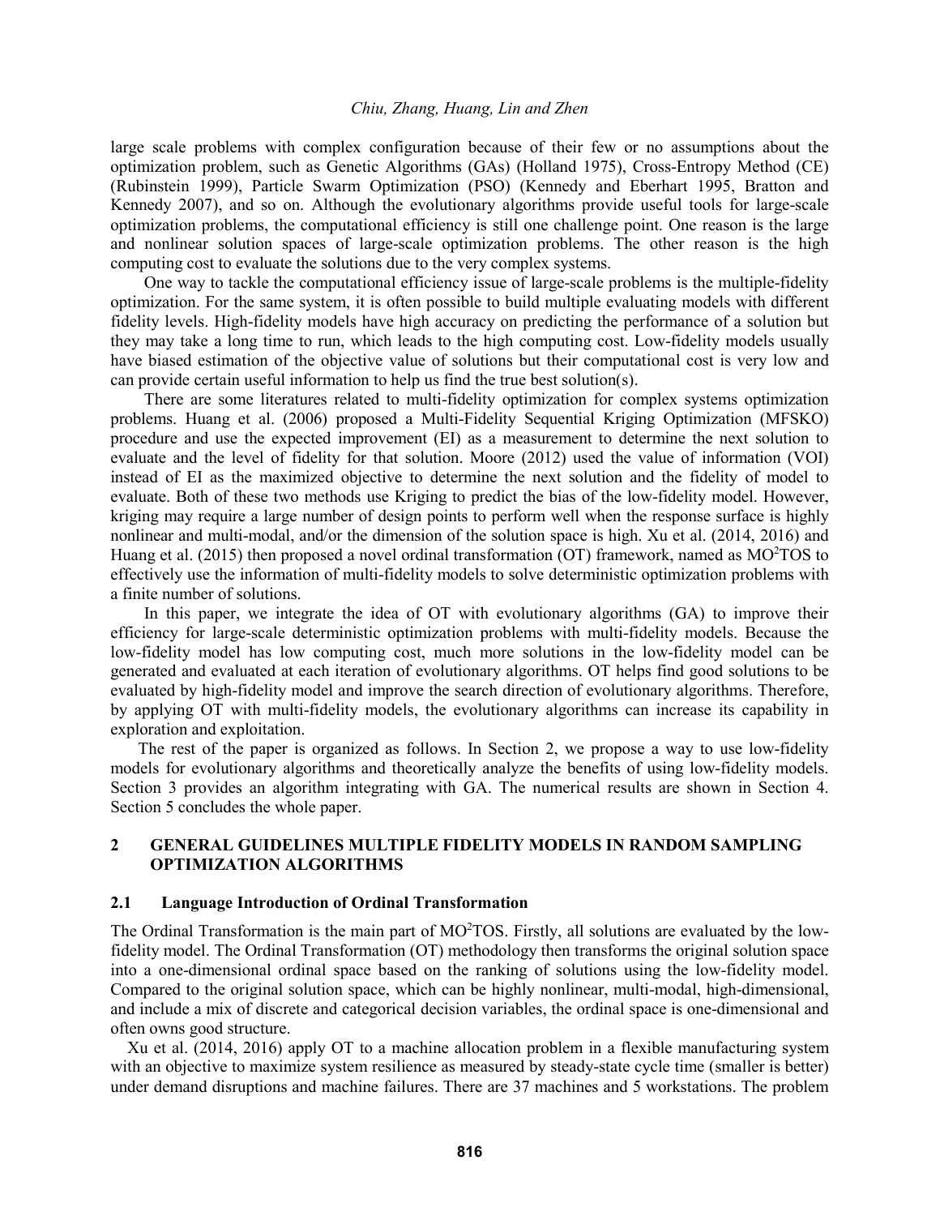large scale problems with complex configuration because of their few or no assumptions about the optimization problem, such as Genetic Algorithms (GAs) (Holland 1975), Cross-Entropy Method (CE) (Rubinstein 1999), Particle Swarm Optimization (PSO) (Kennedy and Eberhart 1995, Bratton and Kennedy 2007), and so on. Although the evolutionary algorithms provide useful tools for large-scale optimization problems, the computational efficiency is still one challenge point. One reason is the large and nonlinear solution spaces of large-scale optimization problems. The other reason is the high computing cost to evaluate the solutions due to the very complex systems.

One way to tackle the computational efficiency issue of large-scale problems is the multiple-fidelity optimization. For the same system, it is often possible to build multiple evaluating models with different fidelity levels. High-fidelity models have high accuracy on predicting the performance of a solution but they may take a long time to run, which leads to the high computing cost. Low-fidelity models usually have biased estimation of the objective value of solutions but their computational cost is very low and can provide certain useful information to help us find the true best solution(s).

There are some literatures related to multi-fidelity optimization for complex systems optimization problems. Huang et al. (2006) proposed a Multi-Fidelity Sequential Kriging Optimization (MFSKO) procedure and use the expected improvement (EI) as a measurement to determine the next solution to evaluate and the level of fidelity for that solution. Moore (2012) used the value of information (VOI) instead of EI as the maximized objective to determine the next solution and the fidelity of model to evaluate. Both of these two methods use Kriging to predict the bias of the low-fidelity model. However, kriging may require a large number of design points to perform well when the response surface is highly nonlinear and multi-modal, and/or the dimension of the solution space is high. Xu et al. (2014, 2016) and Huang et al. (2015) then proposed a novel ordinal transformation (OT) framework, named as MO$^2$TOS to effectively use the information of multi-fidelity models to solve deterministic optimization problems with a finite number of solutions.

In this paper, we integrate the idea of OT with evolutionary algorithms (GA) to improve their efficiency for large-scale deterministic optimization problems with multi-fidelity models. Because the low-fidelity model has low computing cost, much more solutions in the low-fidelity model can be generated and evaluated at each iteration of evolutionary algorithms. OT helps find good solutions to be evaluated by high-fidelity model and improve the search direction of evolutionary algorithms. Therefore, by applying OT with multi-fidelity models, the evolutionary algorithms can increase its capability in exploration and exploitation.

The rest of the paper is organized as follows. In Section 2, we propose a way to use low-fidelity models for evolutionary algorithms and theoretically analyze the benefits of using low-fidelity models. Section 3 provides an algorithm integrating with GA. The numerical results are shown in Section 4. Section 5 concludes the whole paper.

## 2 GENERAL GUIDELINES MULTIPLE FIDELITY MODELS IN RANDOM SAMPLING OPTIMIZATION ALGORITHMS

### 2.1 Language Introduction of Ordinal Transformation

The Ordinal Transformation is the main part of MO$^2$TOS. Firstly, all solutions are evaluated by the low-fidelity model. The Ordinal Transformation (OT) methodology then transforms the original solution space into a one-dimensional ordinal space based on the ranking of solutions using the low-fidelity model. Compared to the original solution space, which can be highly nonlinear, multi-modal, high-dimensional, and include a mix of discrete and categorical decision variables, the ordinal space is one-dimensional and often owns good structure.

Xu et al. (2014, 2016) apply OT to a machine allocation problem in a flexible manufacturing system with an objective to maximize system resilience as measured by steady-state cycle time (smaller is better) under demand disruptions and machine failures. There are 37 machines and 5 workstations. The problem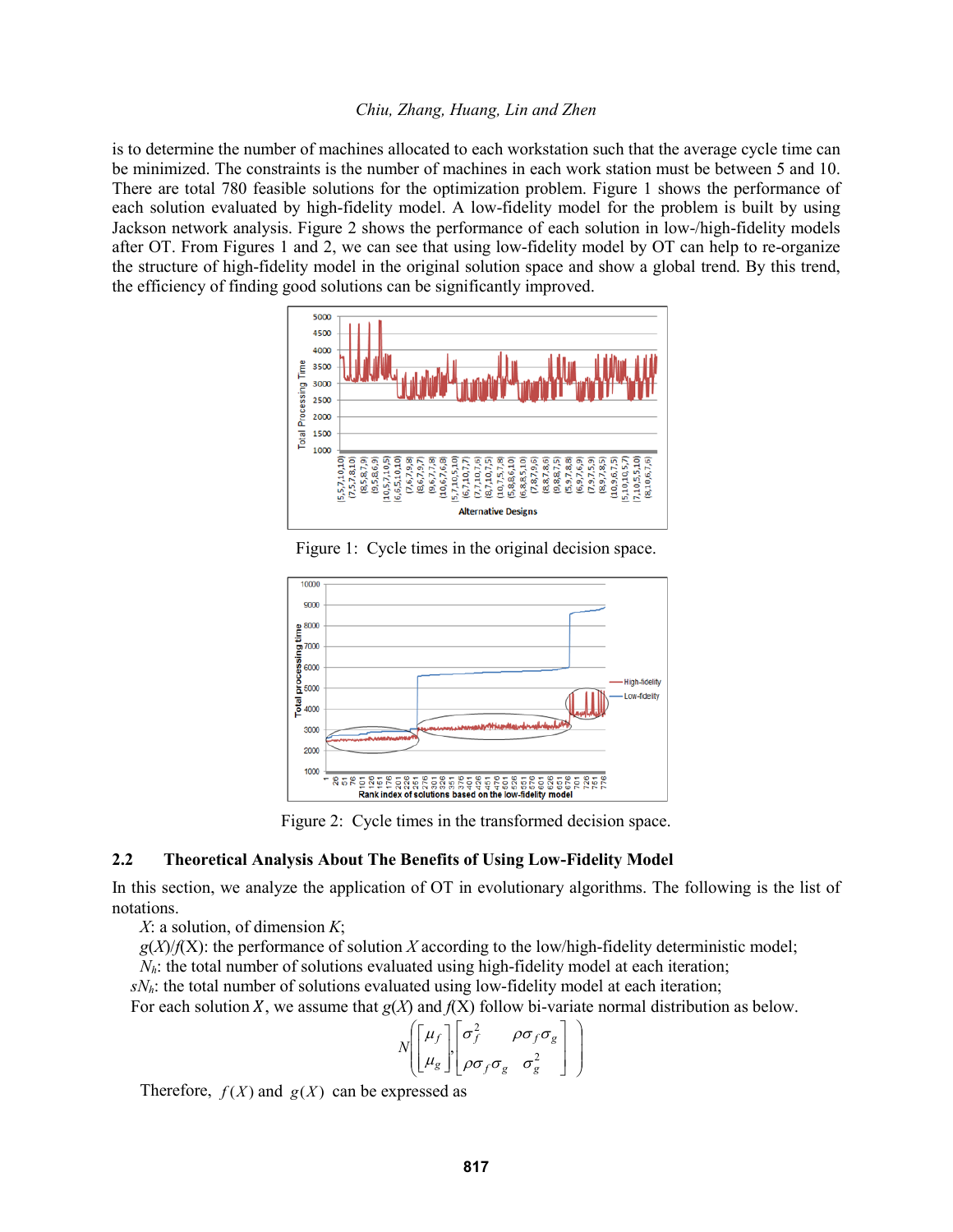is to determine the number of machines allocated to each workstation such that the average cycle time can be minimized. The constraints is the number of machines in each work station must be between 5 and 10. There are total 780 feasible solutions for the optimization problem. Figure 1 shows the performance of each solution evaluated by high-fidelity model. A low-fidelity model for the problem is built by using Jackson network analysis. Figure 2 shows the performance of each solution in low-/high-fidelity models after OT. From Figures 1 and 2, we can see that using low-fidelity model by OT can help to re-organize the structure of high-fidelity model in the original solution space and show a global trend. By this trend, the efficiency of finding good solutions can be significantly improved.

Figure 1: Cycle times in the original decision space.

Figure 2: Cycle times in the transformed decision space.

## 2.2 Theoretical Analysis About The Benefits of Using Low-Fidelity Model

In this section, we analyze the application of OT in evolutionary algorithms. The following is the list of notations.

$X$: a solution, of dimension $K$;

$g(X)/f(X)$: the performance of solution $X$ according to the low/high-fidelity deterministic model;

$N_h$: the total number of solutions evaluated using high-fidelity model at each iteration;

$sN_h$: the total number of solutions evaluated using low-fidelity model at each iteration;

For each solution $X$, we assume that $g(X)$ and $f(X)$ follow bi-variate normal distribution as below.

$$N\left(\begin{bmatrix}\mu_f\\ \mu_g\end{bmatrix},\begin{bmatrix}\sigma_f^2 & \rho\sigma_f\sigma_g\\ \rho\sigma_f\sigma_g & \sigma_g^2\end{bmatrix}\right)$$

Therefore, $f(X)$ and $g(X)$ can be expressed as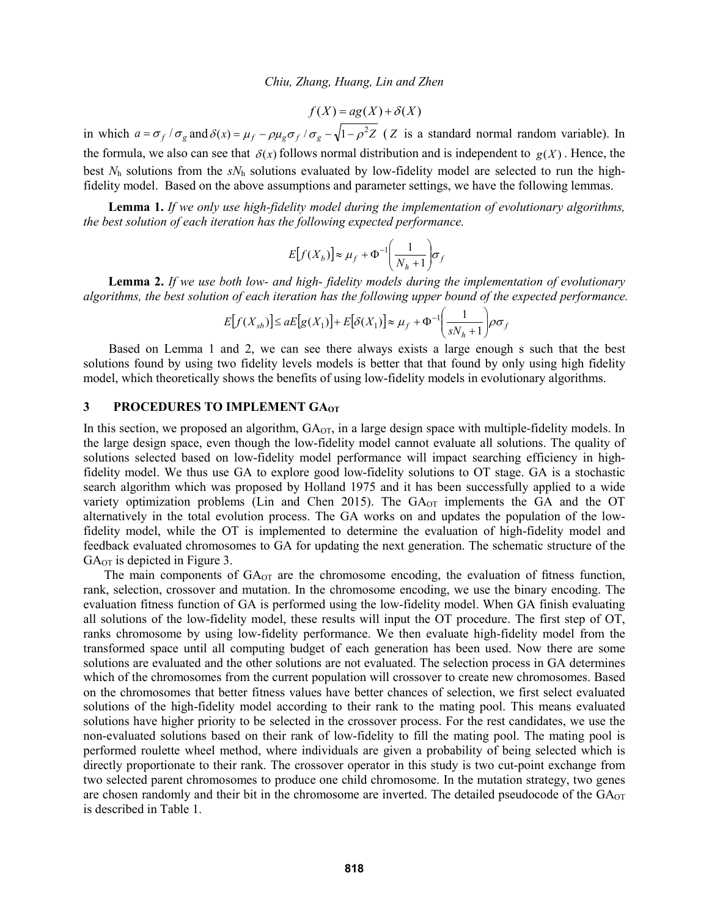$$f(X) = ag(X) + \delta(X)$$

in which $a = \sigma_f / \sigma_g$ and $\delta(x) = \mu_f - \rho\mu_g\sigma_f / \sigma_g - \sqrt{1-\rho^2 Z}$ ($Z$ is a standard normal random variable). In the formula, we also can see that $\delta(x)$ follows normal distribution and is independent to $g(X)$. Hence, the best $N_h$ solutions from the $sN_h$ solutions evaluated by low-fidelity model are selected to run the high-fidelity model. Based on the above assumptions and parameter settings, we have the following lemmas.

**Lemma 1.** *If we only use high-fidelity model during the implementation of evolutionary algorithms, the best solution of each iteration has the following expected performance.*

$$E[f(X_b)] \approx \mu_f + \Phi^{-1}\left(\frac{1}{N_h + 1}\right)\sigma_f$$

**Lemma 2.** *If we use both low- and high- fidelity models during the implementation of evolutionary algorithms, the best solution of each iteration has the following upper bound of the expected performance.*

$$E[f(X_{sb})] \le aE[g(X_1)] + E[\delta(X_1)] \approx \mu_f + \Phi^{-1}\left(\frac{1}{sN_h + 1}\right)\rho\sigma_f$$

Based on Lemma 1 and 2, we can see there always exists a large enough s such that the best solutions found by using two fidelity levels models is better that that found by only using high fidelity model, which theoretically shows the benefits of using low-fidelity models in evolutionary algorithms.

## 3 PROCEDURES TO IMPLEMENT GA$_{OT}$

In this section, we proposed an algorithm, GA$_{OT}$, in a large design space with multiple-fidelity models. In the large design space, even though the low-fidelity model cannot evaluate all solutions. The quality of solutions selected based on low-fidelity model performance will impact searching efficiency in high-fidelity model. We thus use GA to explore good low-fidelity solutions to OT stage. GA is a stochastic search algorithm which was proposed by Holland 1975 and it has been successfully applied to a wide variety optimization problems (Lin and Chen 2015). The GA$_{OT}$ implements the GA and the OT alternatively in the total evolution process. The GA works on and updates the population of the low-fidelity model, while the OT is implemented to determine the evaluation of high-fidelity model and feedback evaluated chromosomes to GA for updating the next generation. The schematic structure of the GA$_{OT}$ is depicted in Figure 3.

The main components of GA$_{OT}$ are the chromosome encoding, the evaluation of fitness function, rank, selection, crossover and mutation. In the chromosome encoding, we use the binary encoding. The evaluation fitness function of GA is performed using the low-fidelity model. When GA finish evaluating all solutions of the low-fidelity model, these results will input the OT procedure. The first step of OT, ranks chromosome by using low-fidelity performance. We then evaluate high-fidelity model from the transformed space until all computing budget of each generation has been used. Now there are some solutions are evaluated and the other solutions are not evaluated. The selection process in GA determines which of the chromosomes from the current population will crossover to create new chromosomes. Based on the chromosomes that better fitness values have better chances of selection, we first select evaluated solutions of the high-fidelity model according to their rank to the mating pool. This means evaluated solutions have higher priority to be selected in the crossover process. For the rest candidates, we use the non-evaluated solutions based on their rank of low-fidelity to fill the mating pool. The mating pool is performed roulette wheel method, where individuals are given a probability of being selected which is directly proportionate to their rank. The crossover operator in this study is two cut-point exchange from two selected parent chromosomes to produce one child chromosome. In the mutation strategy, two genes are chosen randomly and their bit in the chromosome are inverted. The detailed pseudocode of the GA$_{OT}$ is described in Table 1.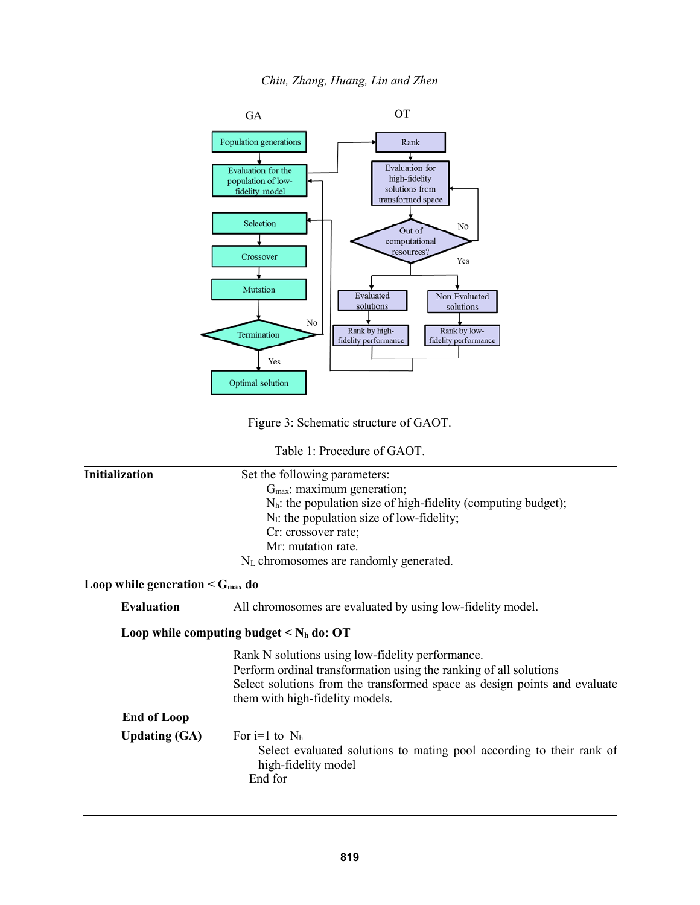Figure 3: Schematic structure of GAOT.

Table 1: Procedure of GAOT.

**Initialization**  Set the following parameters:

- $G_{max}$: maximum generation;
- $N_h$: the population size of high-fidelity (computing budget);
- $N_l$: the population size of low-fidelity;
- Cr: crossover rate;
- Mr: mutation rate.

$N_L$ chromosomes are randomly generated.

**Loop while generation < $G_{max}$ do**

**Evaluation**  All chromosomes are evaluated by using low-fidelity model.

**Loop while computing budget < $N_h$ do: OT**

Rank N solutions using low-fidelity performance.
Perform ordinal transformation using the ranking of all solutions
Select solutions from the transformed space as design points and evaluate them with high-fidelity models.

**End of Loop**

**Updating (GA)**  For i=1 to $N_h$

Select evaluated solutions to mating pool according to their rank of high-fidelity model

End for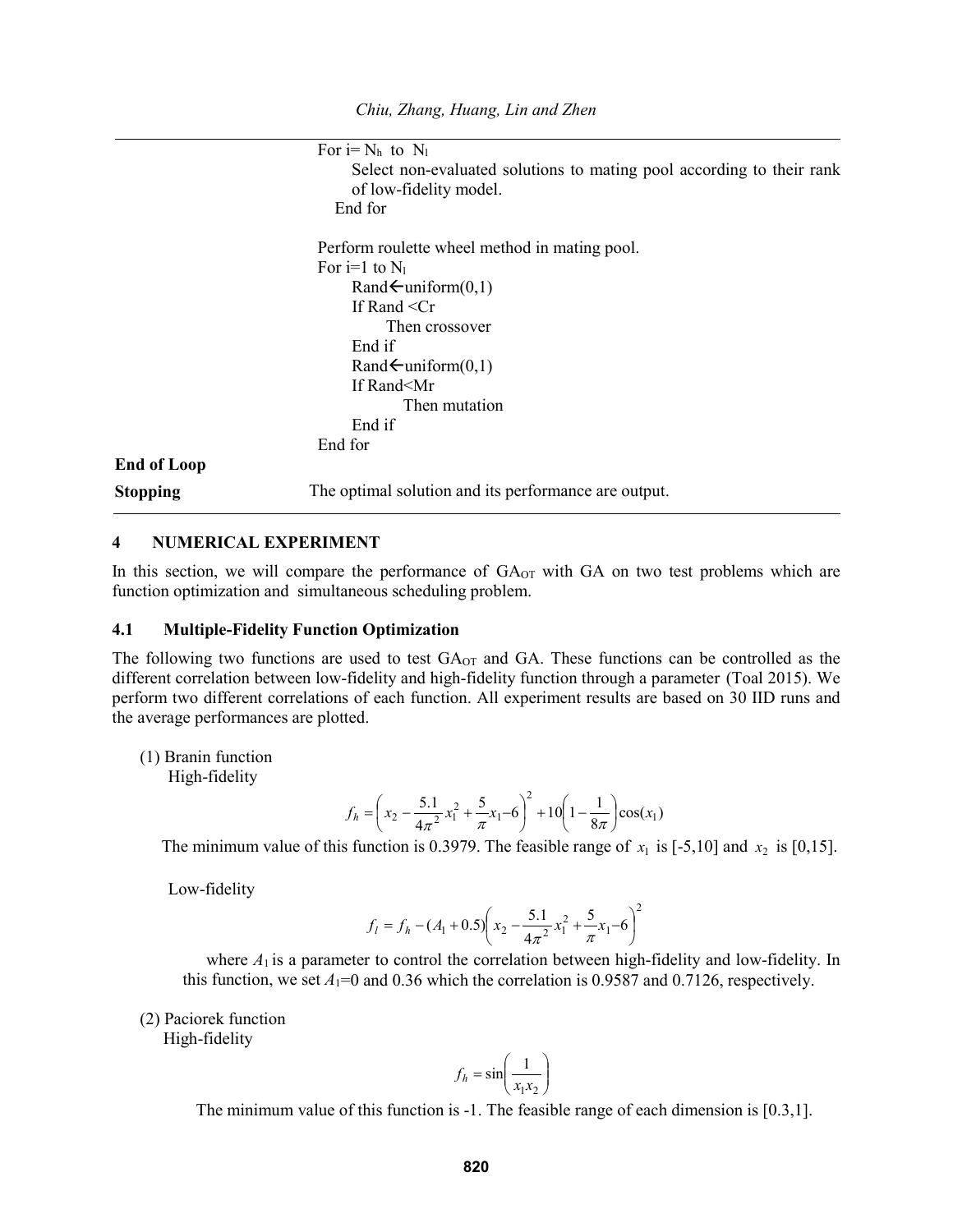```
For i= N_h to N_l
    Select non-evaluated solutions to mating pool according to their rank
    of low-fidelity model.
  End for

Perform roulette wheel method in mating pool.
For i=1 to N_l
    Rand←uniform(0,1)
    If Rand <Cr
        Then crossover
    End if
    Rand←uniform(0,1)
    If Rand<Mr
        Then mutation
    End if
End for
```

**End of Loop**

**Stopping** The optimal solution and its performance are output.

## 4 NUMERICAL EXPERIMENT

In this section, we will compare the performance of $GA_{OT}$ with GA on two test problems which are function optimization and simultaneous scheduling problem.

### 4.1 Multiple-Fidelity Function Optimization

The following two functions are used to test $GA_{OT}$ and GA. These functions can be controlled as the different correlation between low-fidelity and high-fidelity function through a parameter (Toal 2015). We perform two different correlations of each function. All experiment results are based on 30 IID runs and the average performances are plotted.

(1) Branin function

High-fidelity

$$f_h = \left( x_2 - \frac{5.1}{4\pi^2} x_1^2 + \frac{5}{\pi} x_1 - 6 \right)^2 + 10\left(1 - \frac{1}{8\pi}\right)\cos(x_1)$$

The minimum value of this function is 0.3979. The feasible range of $x_1$ is [-5,10] and $x_2$ is [0,15].

Low-fidelity

$$f_l = f_h - (A_1 + 0.5)\left( x_2 - \frac{5.1}{4\pi^2} x_1^2 + \frac{5}{\pi} x_1 - 6 \right)^2$$

where $A_1$ is a parameter to control the correlation between high-fidelity and low-fidelity. In this function, we set $A_1$=0 and 0.36 which the correlation is 0.9587 and 0.7126, respectively.

(2) Paciorek function

High-fidelity

$$f_h = \sin\left( \frac{1}{x_1 x_2} \right)$$

The minimum value of this function is -1. The feasible range of each dimension is [0.3,1].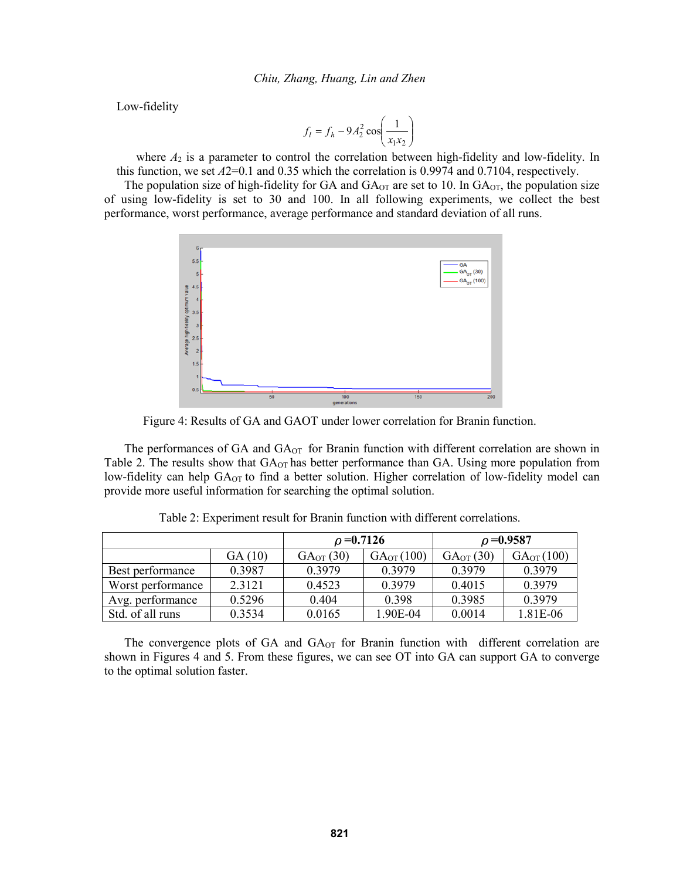Low-fidelity

$$f_l = f_h - 9A_2^2 \cos\left(\frac{1}{x_1 x_2}\right)$$

where $A_2$ is a parameter to control the correlation between high-fidelity and low-fidelity. In this function, we set $A2$=0.1 and 0.35 which the correlation is 0.9974 and 0.7104, respectively.

The population size of high-fidelity for GA and $GA_{OT}$ are set to 10. In $GA_{OT}$, the population size of using low-fidelity is set to 30 and 100. In all following experiments, we collect the best performance, worst performance, average performance and standard deviation of all runs.

Figure 4: Results of GA and GAOT under lower correlation for Branin function.

The performances of GA and $GA_{OT}$ for Branin function with different correlation are shown in Table 2. The results show that $GA_{OT}$ has better performance than GA. Using more population from low-fidelity can help $GA_{OT}$ to find a better solution. Higher correlation of low-fidelity model can provide more useful information for searching the optimal solution.

Table 2: Experiment result for Branin function with different correlations.

| | | $\rho$ =0.7126 | | $\rho$ =0.9587 | |
|---|---|---|---|---|---|
| | GA (10) | $GA_{OT}$ (30) | $GA_{OT}$ (100) | $GA_{OT}$ (30) | $GA_{OT}$ (100) |
| Best performance | 0.3987 | 0.3979 | 0.3979 | 0.3979 | 0.3979 |
| Worst performance | 2.3121 | 0.4523 | 0.3979 | 0.4015 | 0.3979 |
| Avg. performance | 0.5296 | 0.404 | 0.398 | 0.3985 | 0.3979 |
| Std. of all runs | 0.3534 | 0.0165 | 1.90E-04 | 0.0014 | 1.81E-06 |

The convergence plots of GA and $GA_{OT}$ for Branin function with different correlation are shown in Figures 4 and 5. From these figures, we can see OT into GA can support GA to converge to the optimal solution faster.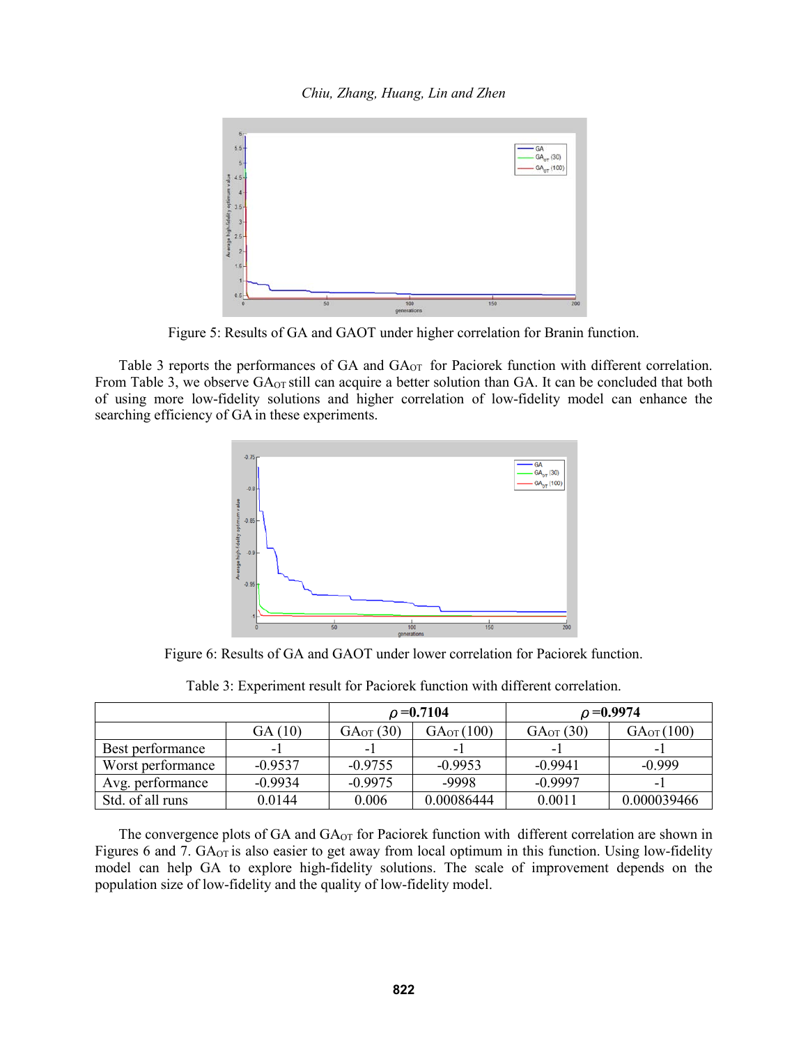Figure 5: Results of GA and GAOT under higher correlation for Branin function.

Table 3 reports the performances of GA and $GA_{OT}$ for Paciorek function with different correlation. From Table 3, we observe $GA_{OT}$ still can acquire a better solution than GA. It can be concluded that both of using more low-fidelity solutions and higher correlation of low-fidelity model can enhance the searching efficiency of GA in these experiments.

Figure 6: Results of GA and GAOT under lower correlation for Paciorek function.

Table 3: Experiment result for Paciorek function with different correlation.

| | | $\rho$ =0.7104 | | $\rho$ =0.9974 | |
|---|---|---|---|---|---|
| | GA (10) | $GA_{OT}$ (30) | $GA_{OT}$ (100) | $GA_{OT}$ (30) | $GA_{OT}$ (100) |
| Best performance | -1 | -1 | -1 | -1 | -1 |
| Worst performance | -0.9537 | -0.9755 | -0.9953 | -0.9941 | -0.999 |
| Avg. performance | -0.9934 | -0.9975 | -9998 | -0.9997 | -1 |
| Std. of all runs | 0.0144 | 0.006 | 0.00086444 | 0.0011 | 0.000039466 |

The convergence plots of GA and $GA_{OT}$ for Paciorek function with different correlation are shown in Figures 6 and 7. $GA_{OT}$ is also easier to get away from local optimum in this function. Using low-fidelity model can help GA to explore high-fidelity solutions. The scale of improvement depends on the population size of low-fidelity and the quality of low-fidelity model.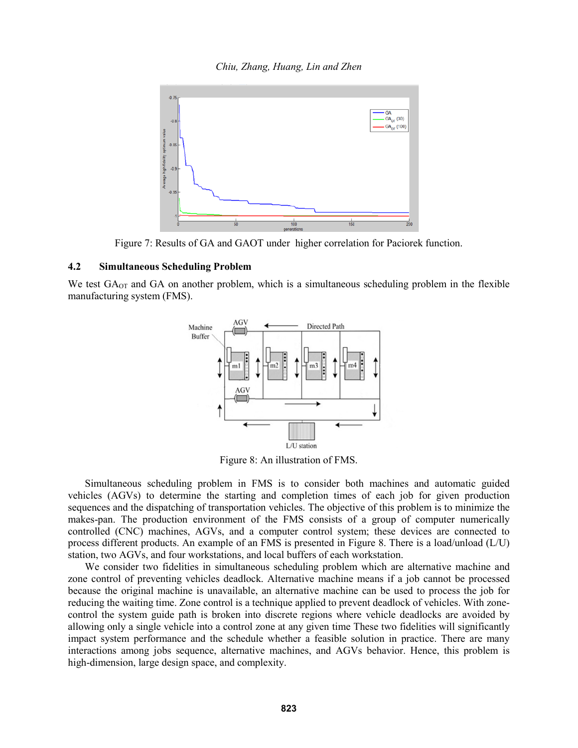Figure 7: Results of GA and GAOT under higher correlation for Paciorek function.

### 4.2 Simultaneous Scheduling Problem

We test $GA_{OT}$ and GA on another problem, which is a simultaneous scheduling problem in the flexible manufacturing system (FMS).

Figure 8: An illustration of FMS.

Simultaneous scheduling problem in FMS is to consider both machines and automatic guided vehicles (AGVs) to determine the starting and completion times of each job for given production sequences and the dispatching of transportation vehicles. The objective of this problem is to minimize the makes-pan. The production environment of the FMS consists of a group of computer numerically controlled (CNC) machines, AGVs, and a computer control system; these devices are connected to process different products. An example of an FMS is presented in Figure 8. There is a load/unload (L/U) station, two AGVs, and four workstations, and local buffers of each workstation.

We consider two fidelities in simultaneous scheduling problem which are alternative machine and zone control of preventing vehicles deadlock. Alternative machine means if a job cannot be processed because the original machine is unavailable, an alternative machine can be used to process the job for reducing the waiting time. Zone control is a technique applied to prevent deadlock of vehicles. With zone-control the system guide path is broken into discrete regions where vehicle deadlocks are avoided by allowing only a single vehicle into a control zone at any given time These two fidelities will significantly impact system performance and the schedule whether a feasible solution in practice. There are many interactions among jobs sequence, alternative machines, and AGVs behavior. Hence, this problem is high-dimension, large design space, and complexity.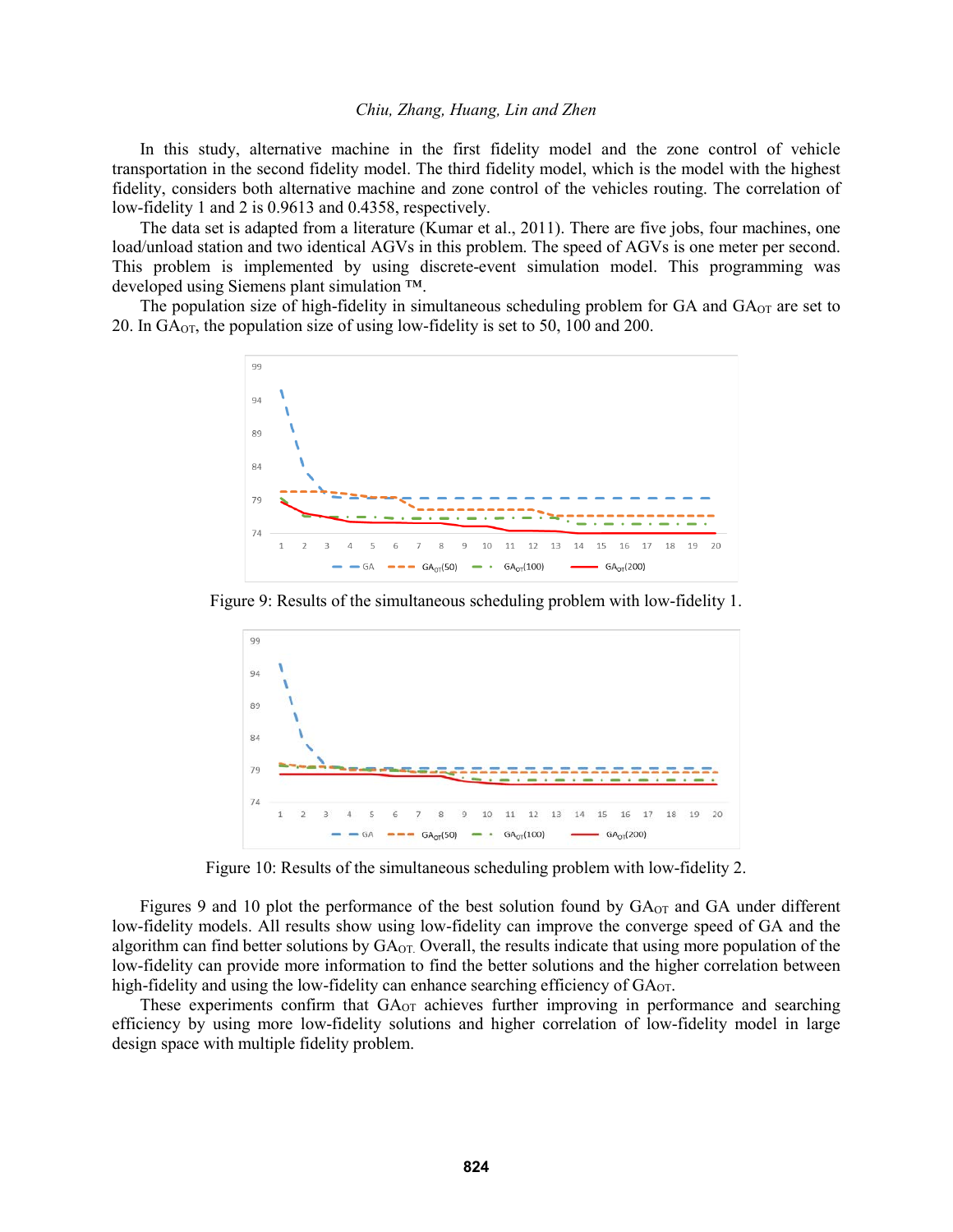In this study, alternative machine in the first fidelity model and the zone control of vehicle transportation in the second fidelity model. The third fidelity model, which is the model with the highest fidelity, considers both alternative machine and zone control of the vehicles routing. The correlation of low-fidelity 1 and 2 is 0.9613 and 0.4358, respectively.

The data set is adapted from a literature (Kumar et al., 2011). There are five jobs, four machines, one load/unload station and two identical AGVs in this problem. The speed of AGVs is one meter per second. This problem is implemented by using discrete-event simulation model. This programming was developed using Siemens plant simulation ™.

The population size of high-fidelity in simultaneous scheduling problem for GA and $GA_{OT}$ are set to 20. In $GA_{OT}$, the population size of using low-fidelity is set to 50, 100 and 200.

Figure 9: Results of the simultaneous scheduling problem with low-fidelity 1.

Figure 10: Results of the simultaneous scheduling problem with low-fidelity 2.

Figures 9 and 10 plot the performance of the best solution found by $GA_{OT}$ and GA under different low-fidelity models. All results show using low-fidelity can improve the converge speed of GA and the algorithm can find better solutions by $GA_{OT}$. Overall, the results indicate that using more population of the low-fidelity can provide more information to find the better solutions and the higher correlation between high-fidelity and using the low-fidelity can enhance searching efficiency of $GA_{OT}$.

These experiments confirm that $GA_{OT}$ achieves further improving in performance and searching efficiency by using more low-fidelity solutions and higher correlation of low-fidelity model in large design space with multiple fidelity problem.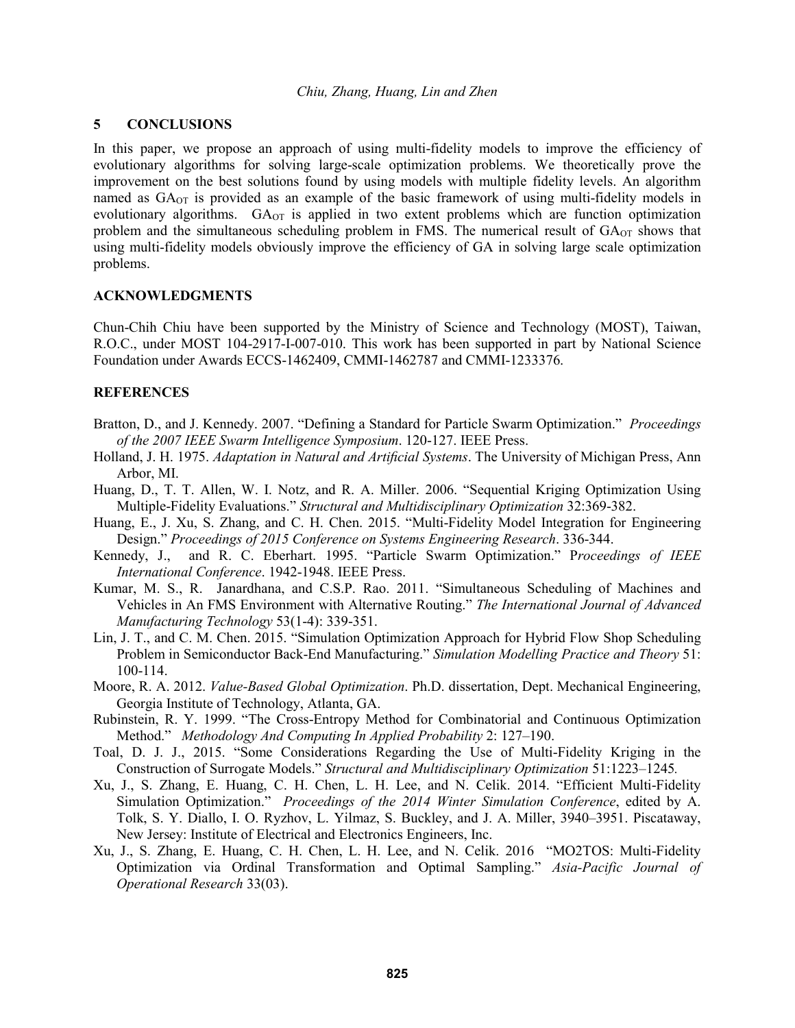## 5 CONCLUSIONS

In this paper, we propose an approach of using multi-fidelity models to improve the efficiency of evolutionary algorithms for solving large-scale optimization problems. We theoretically prove the improvement on the best solutions found by using models with multiple fidelity levels. An algorithm named as $GA_{OT}$ is provided as an example of the basic framework of using multi-fidelity models in evolutionary algorithms. $GA_{OT}$ is applied in two extent problems which are function optimization problem and the simultaneous scheduling problem in FMS. The numerical result of $GA_{OT}$ shows that using multi-fidelity models obviously improve the efficiency of GA in solving large scale optimization problems.

## ACKNOWLEDGMENTS

Chun-Chih Chiu have been supported by the Ministry of Science and Technology (MOST), Taiwan, R.O.C., under MOST 104-2917-I-007-010. This work has been supported in part by National Science Foundation under Awards ECCS-1462409, CMMI-1462787 and CMMI-1233376.

## REFERENCES

Bratton, D., and J. Kennedy. 2007. "Defining a Standard for Particle Swarm Optimization." *Proceedings of the 2007 IEEE Swarm Intelligence Symposium*. 120-127. IEEE Press.

Holland, J. H. 1975. *Adaptation in Natural and Artificial Systems*. The University of Michigan Press, Ann Arbor, MI.

Huang, D., T. T. Allen, W. I. Notz, and R. A. Miller. 2006. "Sequential Kriging Optimization Using Multiple-Fidelity Evaluations." *Structural and Multidisciplinary Optimization* 32:369-382.

Huang, E., J. Xu, S. Zhang, and C. H. Chen. 2015. "Multi-Fidelity Model Integration for Engineering Design." *Proceedings of 2015 Conference on Systems Engineering Research*. 336-344.

Kennedy, J., and R. C. Eberhart. 1995. "Particle Swarm Optimization." *Proceedings of IEEE International Conference*. 1942-1948. IEEE Press.

Kumar, M. S., R. Janardhana, and C.S.P. Rao. 2011. "Simultaneous Scheduling of Machines and Vehicles in An FMS Environment with Alternative Routing." *The International Journal of Advanced Manufacturing Technology* 53(1-4): 339-351.

Lin, J. T., and C. M. Chen. 2015. "Simulation Optimization Approach for Hybrid Flow Shop Scheduling Problem in Semiconductor Back-End Manufacturing." *Simulation Modelling Practice and Theory* 51: 100-114.

Moore, R. A. 2012. *Value-Based Global Optimization*. Ph.D. dissertation, Dept. Mechanical Engineering, Georgia Institute of Technology, Atlanta, GA.

Rubinstein, R. Y. 1999. "The Cross-Entropy Method for Combinatorial and Continuous Optimization Method." *Methodology And Computing In Applied Probability* 2: 127–190.

Toal, D. J. J., 2015. "Some Considerations Regarding the Use of Multi-Fidelity Kriging in the Construction of Surrogate Models." *Structural and Multidisciplinary Optimization* 51:1223–1245.

Xu, J., S. Zhang, E. Huang, C. H. Chen, L. H. Lee, and N. Celik. 2014. "Efficient Multi-Fidelity Simulation Optimization." *Proceedings of the 2014 Winter Simulation Conference*, edited by A. Tolk, S. Y. Diallo, I. O. Ryzhov, L. Yilmaz, S. Buckley, and J. A. Miller, 3940–3951. Piscataway, New Jersey: Institute of Electrical and Electronics Engineers, Inc.

Xu, J., S. Zhang, E. Huang, C. H. Chen, L. H. Lee, and N. Celik. 2016 "MO2TOS: Multi-Fidelity Optimization via Ordinal Transformation and Optimal Sampling." *Asia-Pacific Journal of Operational Research* 33(03).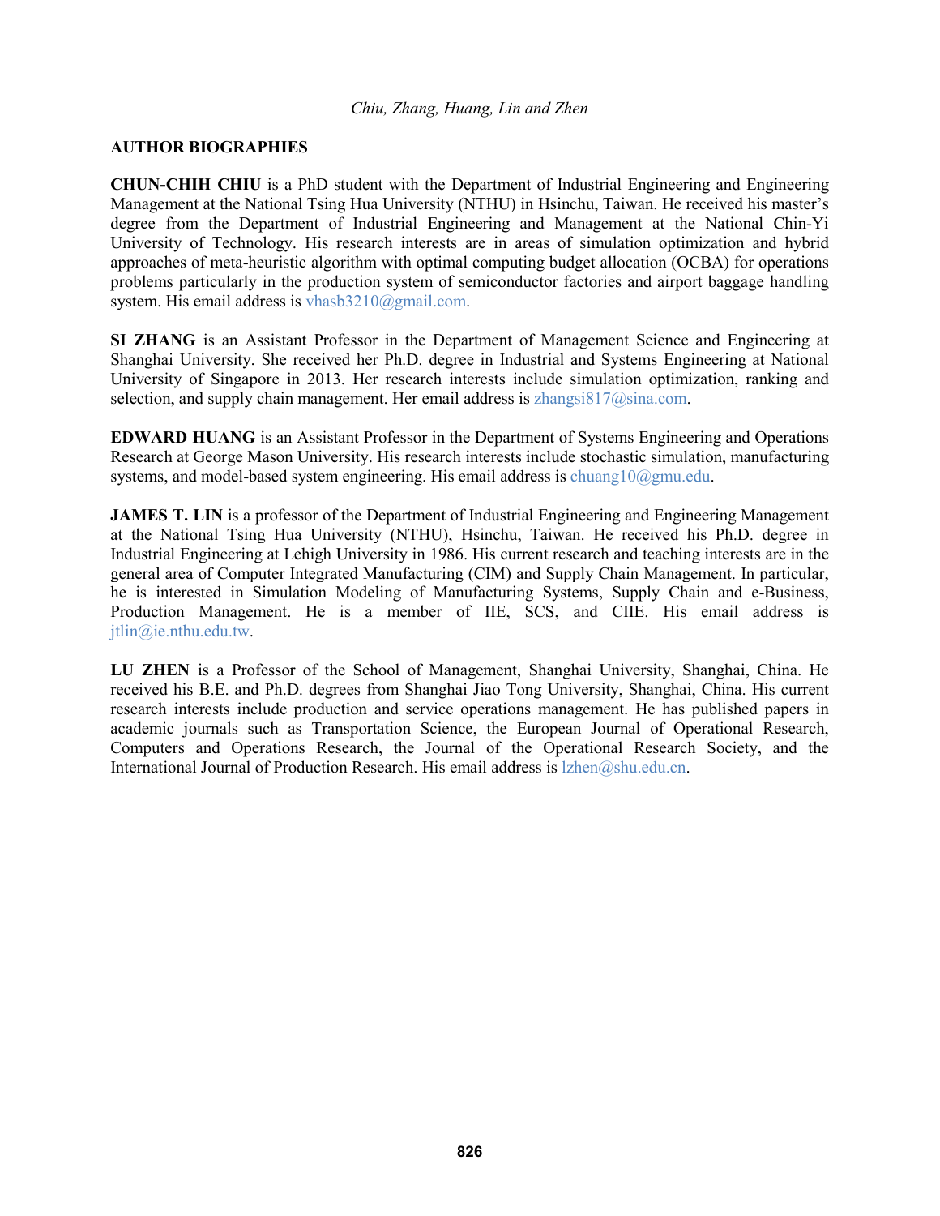## AUTHOR BIOGRAPHIES

**CHUN-CHIH CHIU** is a PhD student with the Department of Industrial Engineering and Engineering Management at the National Tsing Hua University (NTHU) in Hsinchu, Taiwan. He received his master's degree from the Department of Industrial Engineering and Management at the National Chin-Yi University of Technology. His research interests are in areas of simulation optimization and hybrid approaches of meta-heuristic algorithm with optimal computing budget allocation (OCBA) for operations problems particularly in the production system of semiconductor factories and airport baggage handling system. His email address is vhasb3210@gmail.com.

**SI ZHANG** is an Assistant Professor in the Department of Management Science and Engineering at Shanghai University. She received her Ph.D. degree in Industrial and Systems Engineering at National University of Singapore in 2013. Her research interests include simulation optimization, ranking and selection, and supply chain management. Her email address is zhangsi817@sina.com.

**EDWARD HUANG** is an Assistant Professor in the Department of Systems Engineering and Operations Research at George Mason University. His research interests include stochastic simulation, manufacturing systems, and model-based system engineering. His email address is chuang10@gmu.edu.

**JAMES T. LIN** is a professor of the Department of Industrial Engineering and Engineering Management at the National Tsing Hua University (NTHU), Hsinchu, Taiwan. He received his Ph.D. degree in Industrial Engineering at Lehigh University in 1986. His current research and teaching interests are in the general area of Computer Integrated Manufacturing (CIM) and Supply Chain Management. In particular, he is interested in Simulation Modeling of Manufacturing Systems, Supply Chain and e-Business, Production Management. He is a member of IIE, SCS, and CIIE. His email address is jtlin@ie.nthu.edu.tw.

**LU ZHEN** is a Professor of the School of Management, Shanghai University, Shanghai, China. He received his B.E. and Ph.D. degrees from Shanghai Jiao Tong University, Shanghai, China. His current research interests include production and service operations management. He has published papers in academic journals such as Transportation Science, the European Journal of Operational Research, Computers and Operations Research, the Journal of the Operational Research Society, and the International Journal of Production Research. His email address is lzhen@shu.edu.cn.